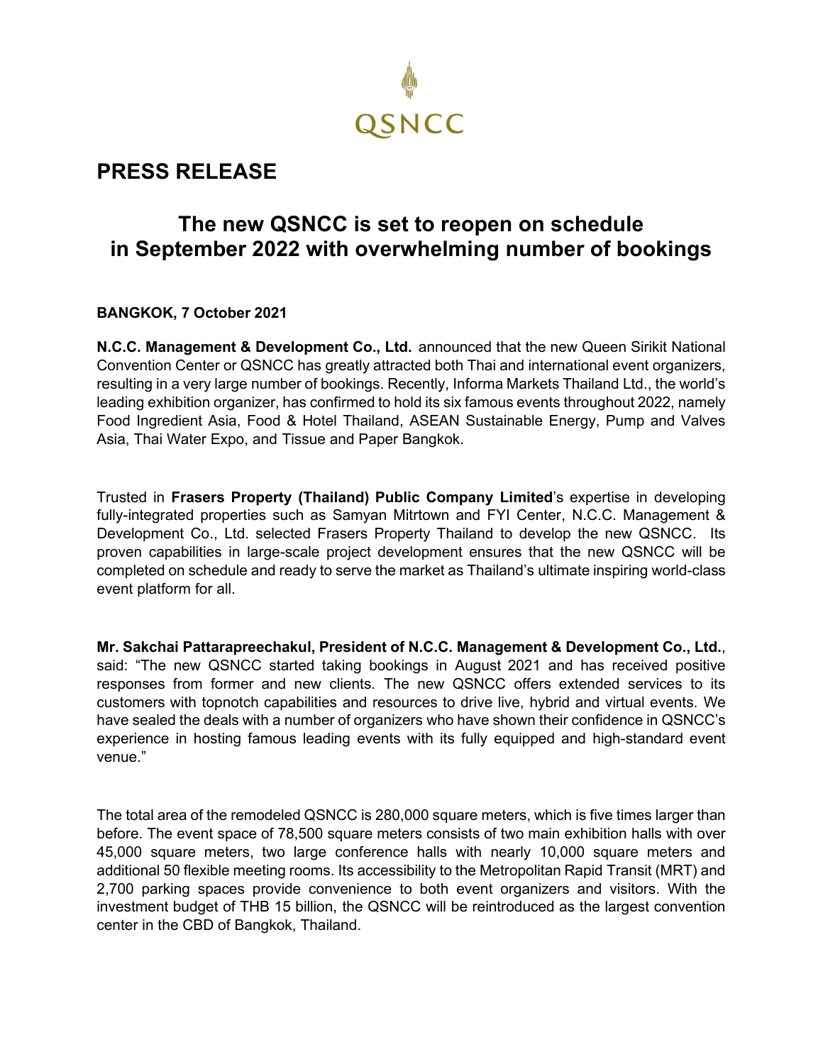QSNCC

# PRESS RELEASE

## The new QSNCC is set to reopen on schedule in September 2022 with overwhelming number of bookings

**BANGKOK, 7 October 2021**

**N.C.C. Management & Development Co., Ltd.** announced that the new Queen Sirikit National Convention Center or QSNCC has greatly attracted both Thai and international event organizers, resulting in a very large number of bookings. Recently, Informa Markets Thailand Ltd., the world's leading exhibition organizer, has confirmed to hold its six famous events throughout 2022, namely Food Ingredient Asia, Food & Hotel Thailand, ASEAN Sustainable Energy, Pump and Valves Asia, Thai Water Expo, and Tissue and Paper Bangkok.

Trusted in **Frasers Property (Thailand) Public Company Limited**'s expertise in developing fully-integrated properties such as Samyan Mitrtown and FYI Center, N.C.C. Management & Development Co., Ltd. selected Frasers Property Thailand to develop the new QSNCC. Its proven capabilities in large-scale project development ensures that the new QSNCC will be completed on schedule and ready to serve the market as Thailand's ultimate inspiring world-class event platform for all.

**Mr. Sakchai Pattarapreechakul, President of N.C.C. Management & Development Co., Ltd.**, said: "The new QSNCC started taking bookings in August 2021 and has received positive responses from former and new clients. The new QSNCC offers extended services to its customers with topnotch capabilities and resources to drive live, hybrid and virtual events. We have sealed the deals with a number of organizers who have shown their confidence in QSNCC's experience in hosting famous leading events with its fully equipped and high-standard event venue."

The total area of the remodeled QSNCC is 280,000 square meters, which is five times larger than before. The event space of 78,500 square meters consists of two main exhibition halls with over 45,000 square meters, two large conference halls with nearly 10,000 square meters and additional 50 flexible meeting rooms. Its accessibility to the Metropolitan Rapid Transit (MRT) and 2,700 parking spaces provide convenience to both event organizers and visitors. With the investment budget of THB 15 billion, the QSNCC will be reintroduced as the largest convention center in the CBD of Bangkok, Thailand.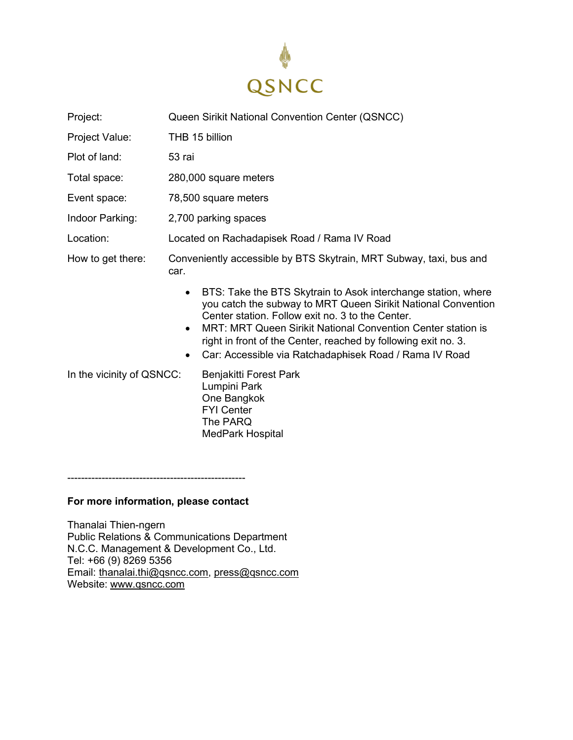QSNCC

| | |
|---|---|
| Project: | Queen Sirikit National Convention Center (QSNCC) |
| Project Value: | THB 15 billion |
| Plot of land: | 53 rai |
| Total space: | 280,000 square meters |
| Event space: | 78,500 square meters |
| Indoor Parking: | 2,700 parking spaces |
| Location: | Located on Rachadapisek Road / Rama IV Road |
| How to get there: | Conveniently accessible by BTS Skytrain, MRT Subway, taxi, bus and car. |

- BTS: Take the BTS Skytrain to Asok interchange station, where you catch the subway to MRT Queen Sirikit National Convention Center station. Follow exit no. 3 to the Center.
- MRT: MRT Queen Sirikit National Convention Center station is right in front of the Center, reached by following exit no. 3.
- Car: Accessible via Ratchadaphisek Road / Rama IV Road

In the vicinity of QSNCC:

Benjakitti Forest Park
Lumpini Park
One Bangkok
FYI Center
The PARQ
MedPark Hospital

----------------------------------------------------

**For more information, please contact**

Thanalai Thien-ngern
Public Relations & Communications Department
N.C.C. Management & Development Co., Ltd.
Tel: +66 (9) 8269 5356
Email: thanalai.thi@qsncc.com, press@qsncc.com
Website: www.qsncc.com